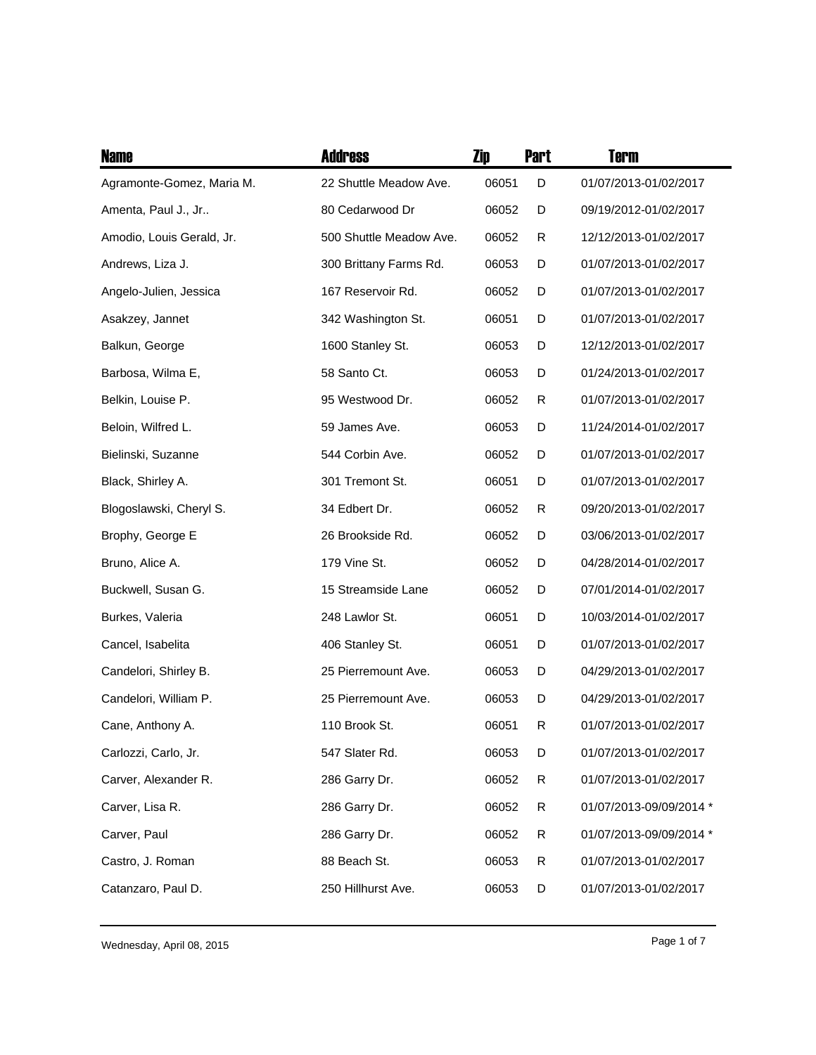| Name | Address | Zip | Part | Term |
| --- | --- | --- | --- | --- |
| Agramonte-Gomez, Maria M. | 22 Shuttle Meadow Ave. | 06051 | D | 01/07/2013-01/02/2017 |
| Amenta, Paul J., Jr.. | 80 Cedarwood Dr | 06052 | D | 09/19/2012-01/02/2017 |
| Amodio, Louis Gerald, Jr. | 500 Shuttle Meadow Ave. | 06052 | R | 12/12/2013-01/02/2017 |
| Andrews, Liza J. | 300 Brittany Farms Rd. | 06053 | D | 01/07/2013-01/02/2017 |
| Angelo-Julien, Jessica | 167 Reservoir Rd. | 06052 | D | 01/07/2013-01/02/2017 |
| Asakzey, Jannet | 342 Washington St. | 06051 | D | 01/07/2013-01/02/2017 |
| Balkun, George | 1600 Stanley St. | 06053 | D | 12/12/2013-01/02/2017 |
| Barbosa, Wilma E, | 58 Santo Ct. | 06053 | D | 01/24/2013-01/02/2017 |
| Belkin, Louise P. | 95 Westwood Dr. | 06052 | R | 01/07/2013-01/02/2017 |
| Beloin, Wilfred L. | 59 James Ave. | 06053 | D | 11/24/2014-01/02/2017 |
| Bielinski, Suzanne | 544 Corbin Ave. | 06052 | D | 01/07/2013-01/02/2017 |
| Black, Shirley A. | 301 Tremont St. | 06051 | D | 01/07/2013-01/02/2017 |
| Blogoslawski, Cheryl S. | 34 Edbert Dr. | 06052 | R | 09/20/2013-01/02/2017 |
| Brophy, George E | 26 Brookside Rd. | 06052 | D | 03/06/2013-01/02/2017 |
| Bruno, Alice A. | 179 Vine St. | 06052 | D | 04/28/2014-01/02/2017 |
| Buckwell, Susan G. | 15 Streamside Lane | 06052 | D | 07/01/2014-01/02/2017 |
| Burkes, Valeria | 248 Lawlor St. | 06051 | D | 10/03/2014-01/02/2017 |
| Cancel, Isabelita | 406 Stanley St. | 06051 | D | 01/07/2013-01/02/2017 |
| Candelori, Shirley B. | 25 Pierremount Ave. | 06053 | D | 04/29/2013-01/02/2017 |
| Candelori, William P. | 25 Pierremount Ave. | 06053 | D | 04/29/2013-01/02/2017 |
| Cane, Anthony A. | 110 Brook St. | 06051 | R | 01/07/2013-01/02/2017 |
| Carlozzi, Carlo, Jr. | 547 Slater Rd. | 06053 | D | 01/07/2013-01/02/2017 |
| Carver, Alexander R. | 286 Garry Dr. | 06052 | R | 01/07/2013-01/02/2017 |
| Carver, Lisa R. | 286 Garry Dr. | 06052 | R | 01/07/2013-09/09/2014 * |
| Carver, Paul | 286 Garry Dr. | 06052 | R | 01/07/2013-09/09/2014 * |
| Castro, J. Roman | 88 Beach St. | 06053 | R | 01/07/2013-01/02/2017 |
| Catanzaro, Paul D. | 250 Hillhurst Ave. | 06053 | D | 01/07/2013-01/02/2017 |

Wednesday, April 08, 2015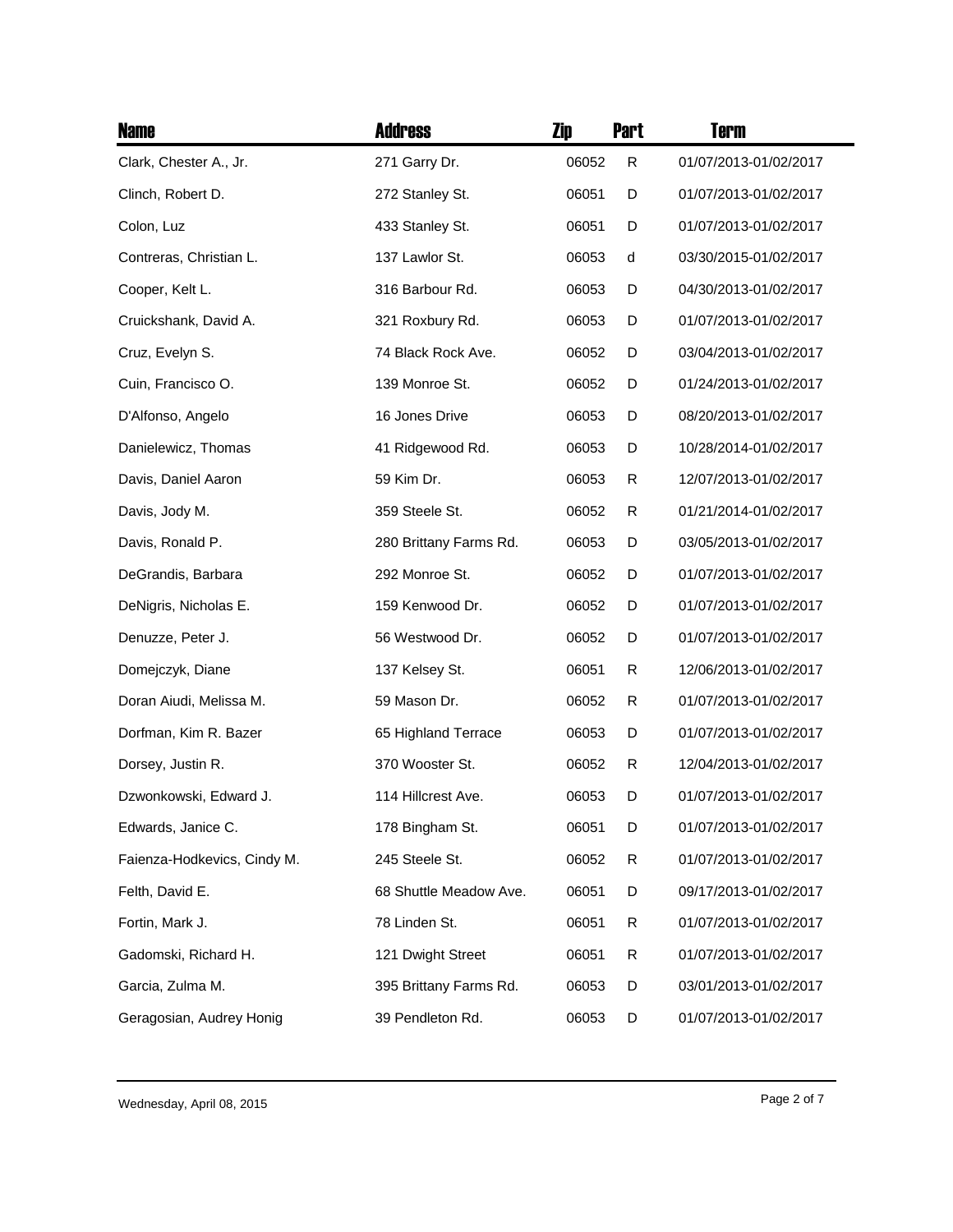| Name | Address | Zip | Part | Term |
|---|---|---|---|---|
| Clark, Chester A., Jr. | 271 Garry Dr. | 06052 | R | 01/07/2013-01/02/2017 |
| Clinch, Robert D. | 272 Stanley St. | 06051 | D | 01/07/2013-01/02/2017 |
| Colon, Luz | 433 Stanley St. | 06051 | D | 01/07/2013-01/02/2017 |
| Contreras, Christian L. | 137 Lawlor St. | 06053 | d | 03/30/2015-01/02/2017 |
| Cooper, Kelt L. | 316 Barbour Rd. | 06053 | D | 04/30/2013-01/02/2017 |
| Cruickshank, David A. | 321 Roxbury Rd. | 06053 | D | 01/07/2013-01/02/2017 |
| Cruz, Evelyn S. | 74 Black Rock Ave. | 06052 | D | 03/04/2013-01/02/2017 |
| Cuin, Francisco O. | 139 Monroe St. | 06052 | D | 01/24/2013-01/02/2017 |
| D'Alfonso, Angelo | 16 Jones Drive | 06053 | D | 08/20/2013-01/02/2017 |
| Danielewicz, Thomas | 41 Ridgewood Rd. | 06053 | D | 10/28/2014-01/02/2017 |
| Davis, Daniel Aaron | 59 Kim Dr. | 06053 | R | 12/07/2013-01/02/2017 |
| Davis, Jody M. | 359 Steele St. | 06052 | R | 01/21/2014-01/02/2017 |
| Davis, Ronald P. | 280 Brittany Farms Rd. | 06053 | D | 03/05/2013-01/02/2017 |
| DeGrandis, Barbara | 292 Monroe St. | 06052 | D | 01/07/2013-01/02/2017 |
| DeNigris, Nicholas E. | 159 Kenwood Dr. | 06052 | D | 01/07/2013-01/02/2017 |
| Denuzze, Peter J. | 56 Westwood Dr. | 06052 | D | 01/07/2013-01/02/2017 |
| Domejczyk, Diane | 137 Kelsey St. | 06051 | R | 12/06/2013-01/02/2017 |
| Doran Aiudi, Melissa M. | 59 Mason Dr. | 06052 | R | 01/07/2013-01/02/2017 |
| Dorfman, Kim R. Bazer | 65 Highland Terrace | 06053 | D | 01/07/2013-01/02/2017 |
| Dorsey, Justin R. | 370 Wooster St. | 06052 | R | 12/04/2013-01/02/2017 |
| Dzwonkowski, Edward J. | 114 Hillcrest Ave. | 06053 | D | 01/07/2013-01/02/2017 |
| Edwards, Janice C. | 178 Bingham St. | 06051 | D | 01/07/2013-01/02/2017 |
| Faienza-Hodkevics, Cindy M. | 245 Steele St. | 06052 | R | 01/07/2013-01/02/2017 |
| Felth, David E. | 68 Shuttle Meadow Ave. | 06051 | D | 09/17/2013-01/02/2017 |
| Fortin, Mark J. | 78 Linden St. | 06051 | R | 01/07/2013-01/02/2017 |
| Gadomski, Richard H. | 121 Dwight Street | 06051 | R | 01/07/2013-01/02/2017 |
| Garcia, Zulma M. | 395 Brittany Farms Rd. | 06053 | D | 03/01/2013-01/02/2017 |
| Geragosian, Audrey Honig | 39 Pendleton Rd. | 06053 | D | 01/07/2013-01/02/2017 |

Wednesday, April 08, 2015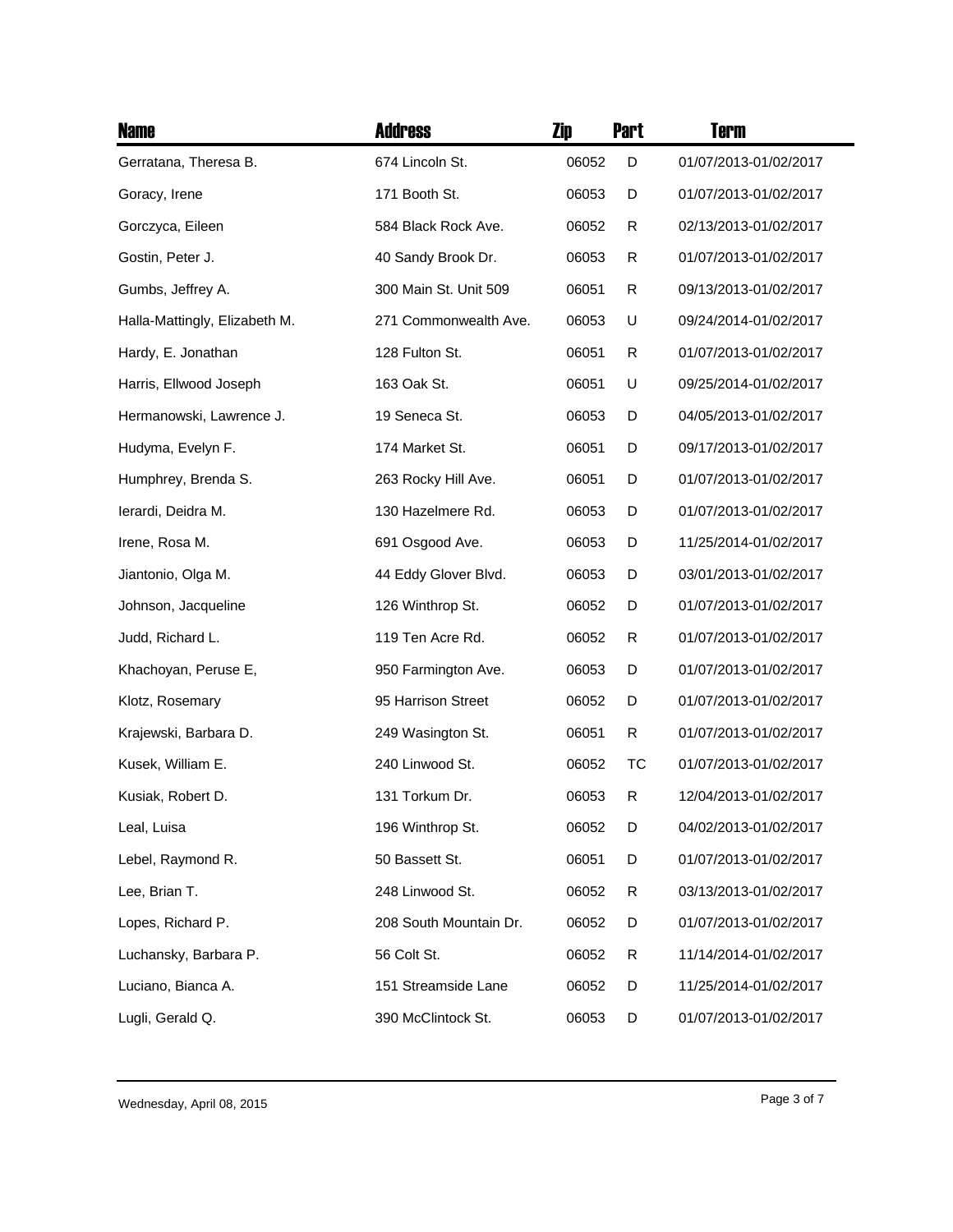| Name | Address | Zip | Part | Term |
|---|---|---|---|---|
| Gerratana, Theresa B. | 674 Lincoln St. | 06052 | D | 01/07/2013-01/02/2017 |
| Goracy, Irene | 171 Booth St. | 06053 | D | 01/07/2013-01/02/2017 |
| Gorczyca, Eileen | 584 Black Rock Ave. | 06052 | R | 02/13/2013-01/02/2017 |
| Gostin, Peter J. | 40 Sandy Brook Dr. | 06053 | R | 01/07/2013-01/02/2017 |
| Gumbs, Jeffrey A. | 300 Main St. Unit 509 | 06051 | R | 09/13/2013-01/02/2017 |
| Halla-Mattingly, Elizabeth M. | 271 Commonwealth Ave. | 06053 | U | 09/24/2014-01/02/2017 |
| Hardy, E. Jonathan | 128 Fulton St. | 06051 | R | 01/07/2013-01/02/2017 |
| Harris, Ellwood Joseph | 163 Oak St. | 06051 | U | 09/25/2014-01/02/2017 |
| Hermanowski, Lawrence J. | 19 Seneca St. | 06053 | D | 04/05/2013-01/02/2017 |
| Hudyma, Evelyn F. | 174 Market St. | 06051 | D | 09/17/2013-01/02/2017 |
| Humphrey, Brenda S. | 263 Rocky Hill Ave. | 06051 | D | 01/07/2013-01/02/2017 |
| Ierardi, Deidra M. | 130 Hazelmere Rd. | 06053 | D | 01/07/2013-01/02/2017 |
| Irene, Rosa M. | 691 Osgood Ave. | 06053 | D | 11/25/2014-01/02/2017 |
| Jiantonio, Olga M. | 44 Eddy Glover Blvd. | 06053 | D | 03/01/2013-01/02/2017 |
| Johnson, Jacqueline | 126 Winthrop St. | 06052 | D | 01/07/2013-01/02/2017 |
| Judd, Richard L. | 119 Ten Acre Rd. | 06052 | R | 01/07/2013-01/02/2017 |
| Khachoyan, Peruse E, | 950 Farmington Ave. | 06053 | D | 01/07/2013-01/02/2017 |
| Klotz, Rosemary | 95 Harrison Street | 06052 | D | 01/07/2013-01/02/2017 |
| Krajewski, Barbara D. | 249 Wasington St. | 06051 | R | 01/07/2013-01/02/2017 |
| Kusek, William E. | 240 Linwood St. | 06052 | TC | 01/07/2013-01/02/2017 |
| Kusiak, Robert D. | 131 Torkum Dr. | 06053 | R | 12/04/2013-01/02/2017 |
| Leal, Luisa | 196 Winthrop St. | 06052 | D | 04/02/2013-01/02/2017 |
| Lebel, Raymond R. | 50 Bassett St. | 06051 | D | 01/07/2013-01/02/2017 |
| Lee, Brian T. | 248 Linwood St. | 06052 | R | 03/13/2013-01/02/2017 |
| Lopes, Richard P. | 208 South Mountain Dr. | 06052 | D | 01/07/2013-01/02/2017 |
| Luchansky, Barbara P. | 56 Colt St. | 06052 | R | 11/14/2014-01/02/2017 |
| Luciano, Bianca A. | 151 Streamside Lane | 06052 | D | 11/25/2014-01/02/2017 |
| Lugli, Gerald Q. | 390 McClintock St. | 06053 | D | 01/07/2013-01/02/2017 |

Wednesday, April 08, 2015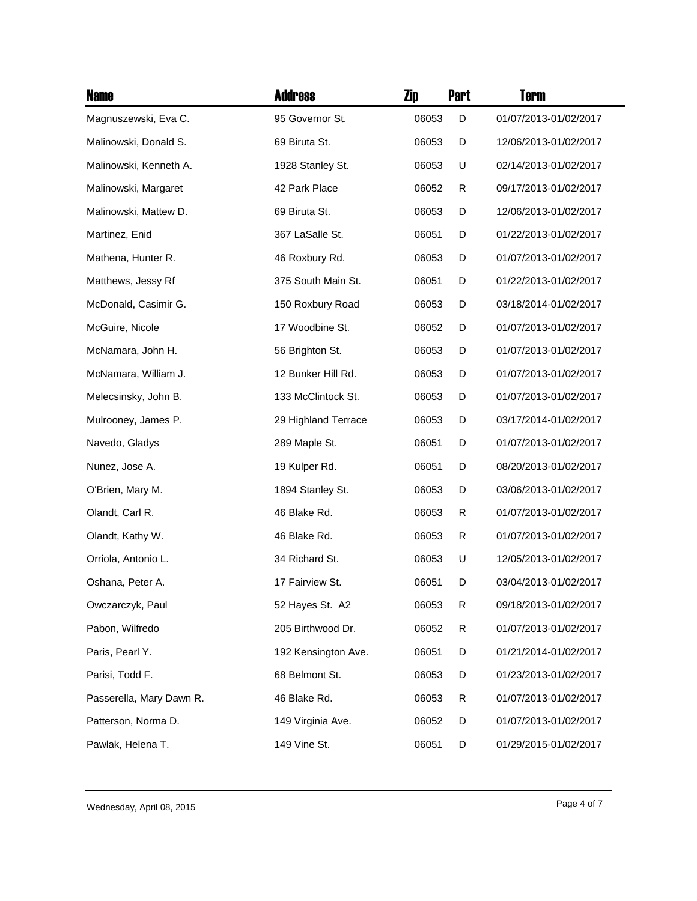| Name | Address | Zip | Part | Term |
|---|---|---|---|---|
| Magnuszewski, Eva C. | 95 Governor St. | 06053 | D | 01/07/2013-01/02/2017 |
| Malinowski, Donald S. | 69 Biruta St. | 06053 | D | 12/06/2013-01/02/2017 |
| Malinowski, Kenneth A. | 1928 Stanley St. | 06053 | U | 02/14/2013-01/02/2017 |
| Malinowski, Margaret | 42 Park Place | 06052 | R | 09/17/2013-01/02/2017 |
| Malinowski, Mattew D. | 69 Biruta St. | 06053 | D | 12/06/2013-01/02/2017 |
| Martinez, Enid | 367 LaSalle St. | 06051 | D | 01/22/2013-01/02/2017 |
| Mathena, Hunter R. | 46 Roxbury Rd. | 06053 | D | 01/07/2013-01/02/2017 |
| Matthews, Jessy Rf | 375 South Main St. | 06051 | D | 01/22/2013-01/02/2017 |
| McDonald, Casimir G. | 150 Roxbury Road | 06053 | D | 03/18/2014-01/02/2017 |
| McGuire, Nicole | 17 Woodbine St. | 06052 | D | 01/07/2013-01/02/2017 |
| McNamara, John H. | 56 Brighton St. | 06053 | D | 01/07/2013-01/02/2017 |
| McNamara, William J. | 12 Bunker Hill Rd. | 06053 | D | 01/07/2013-01/02/2017 |
| Melecsinsky, John B. | 133 McClintock St. | 06053 | D | 01/07/2013-01/02/2017 |
| Mulrooney, James P. | 29 Highland Terrace | 06053 | D | 03/17/2014-01/02/2017 |
| Navedo, Gladys | 289 Maple St. | 06051 | D | 01/07/2013-01/02/2017 |
| Nunez, Jose A. | 19 Kulper Rd. | 06051 | D | 08/20/2013-01/02/2017 |
| O'Brien, Mary M. | 1894 Stanley St. | 06053 | D | 03/06/2013-01/02/2017 |
| Olandt, Carl R. | 46 Blake Rd. | 06053 | R | 01/07/2013-01/02/2017 |
| Olandt, Kathy W. | 46 Blake Rd. | 06053 | R | 01/07/2013-01/02/2017 |
| Orriola, Antonio L. | 34 Richard St. | 06053 | U | 12/05/2013-01/02/2017 |
| Oshana, Peter A. | 17 Fairview St. | 06051 | D | 03/04/2013-01/02/2017 |
| Owczarczyk, Paul | 52 Hayes St. A2 | 06053 | R | 09/18/2013-01/02/2017 |
| Pabon, Wilfredo | 205 Birthwood Dr. | 06052 | R | 01/07/2013-01/02/2017 |
| Paris, Pearl Y. | 192 Kensington Ave. | 06051 | D | 01/21/2014-01/02/2017 |
| Parisi, Todd F. | 68 Belmont St. | 06053 | D | 01/23/2013-01/02/2017 |
| Passerella, Mary Dawn R. | 46 Blake Rd. | 06053 | R | 01/07/2013-01/02/2017 |
| Patterson, Norma D. | 149 Virginia Ave. | 06052 | D | 01/07/2013-01/02/2017 |
| Pawlak, Helena T. | 149 Vine St. | 06051 | D | 01/29/2015-01/02/2017 |

Wednesday, April 08, 2015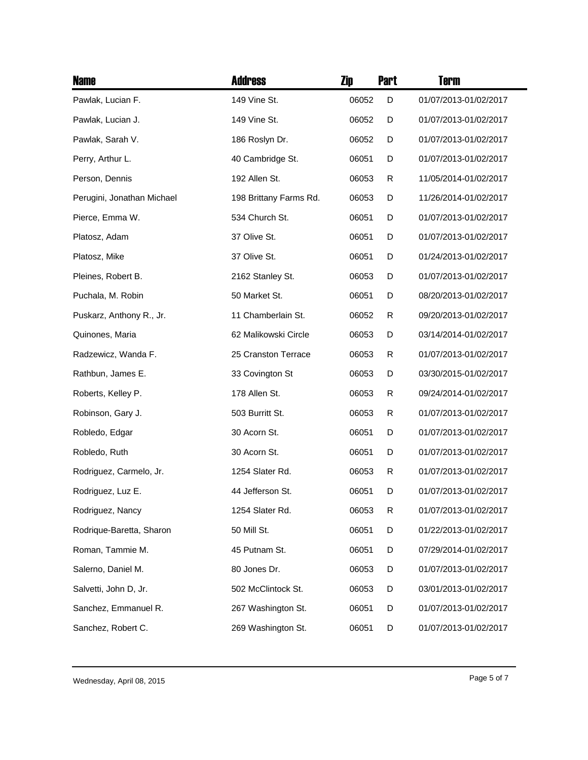| Name | Address | Zip | Part | Term |
|---|---|---|---|---|
| Pawlak, Lucian F. | 149 Vine St. | 06052 | D | 01/07/2013-01/02/2017 |
| Pawlak, Lucian J. | 149 Vine St. | 06052 | D | 01/07/2013-01/02/2017 |
| Pawlak, Sarah V. | 186 Roslyn Dr. | 06052 | D | 01/07/2013-01/02/2017 |
| Perry, Arthur L. | 40 Cambridge St. | 06051 | D | 01/07/2013-01/02/2017 |
| Person, Dennis | 192 Allen St. | 06053 | R | 11/05/2014-01/02/2017 |
| Perugini, Jonathan Michael | 198 Brittany Farms Rd. | 06053 | D | 11/26/2014-01/02/2017 |
| Pierce, Emma W. | 534 Church St. | 06051 | D | 01/07/2013-01/02/2017 |
| Platosz, Adam | 37 Olive St. | 06051 | D | 01/07/2013-01/02/2017 |
| Platosz, Mike | 37 Olive St. | 06051 | D | 01/24/2013-01/02/2017 |
| Pleines, Robert B. | 2162 Stanley St. | 06053 | D | 01/07/2013-01/02/2017 |
| Puchala, M. Robin | 50 Market St. | 06051 | D | 08/20/2013-01/02/2017 |
| Puskarz, Anthony R., Jr. | 11 Chamberlain St. | 06052 | R | 09/20/2013-01/02/2017 |
| Quinones, Maria | 62 Malikowski Circle | 06053 | D | 03/14/2014-01/02/2017 |
| Radzewicz, Wanda F. | 25 Cranston Terrace | 06053 | R | 01/07/2013-01/02/2017 |
| Rathbun, James E. | 33 Covington St | 06053 | D | 03/30/2015-01/02/2017 |
| Roberts, Kelley P. | 178 Allen St. | 06053 | R | 09/24/2014-01/02/2017 |
| Robinson, Gary J. | 503 Burritt St. | 06053 | R | 01/07/2013-01/02/2017 |
| Robledo, Edgar | 30 Acorn St. | 06051 | D | 01/07/2013-01/02/2017 |
| Robledo, Ruth | 30 Acorn St. | 06051 | D | 01/07/2013-01/02/2017 |
| Rodriguez, Carmelo, Jr. | 1254 Slater Rd. | 06053 | R | 01/07/2013-01/02/2017 |
| Rodriguez, Luz E. | 44 Jefferson St. | 06051 | D | 01/07/2013-01/02/2017 |
| Rodriguez, Nancy | 1254 Slater Rd. | 06053 | R | 01/07/2013-01/02/2017 |
| Rodrique-Baretta, Sharon | 50 Mill St. | 06051 | D | 01/22/2013-01/02/2017 |
| Roman, Tammie M. | 45 Putnam St. | 06051 | D | 07/29/2014-01/02/2017 |
| Salerno, Daniel M. | 80 Jones Dr. | 06053 | D | 01/07/2013-01/02/2017 |
| Salvetti, John D, Jr. | 502 McClintock St. | 06053 | D | 03/01/2013-01/02/2017 |
| Sanchez, Emmanuel R. | 267 Washington St. | 06051 | D | 01/07/2013-01/02/2017 |
| Sanchez, Robert C. | 269 Washington St. | 06051 | D | 01/07/2013-01/02/2017 |

Wednesday, April 08, 2015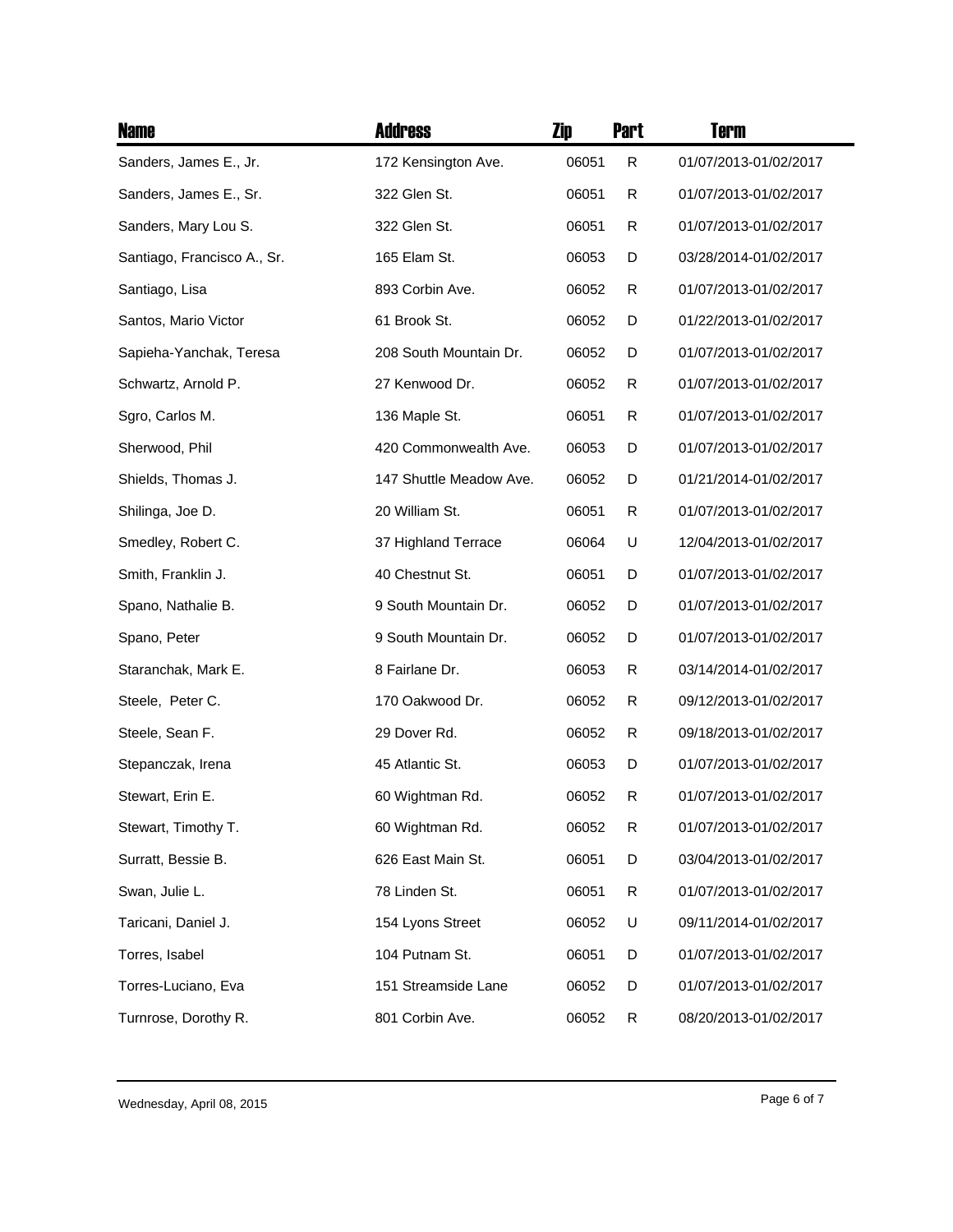| Name | Address | Zip | Part | Term |
| --- | --- | --- | --- | --- |
| Sanders, James E., Jr. | 172 Kensington Ave. | 06051 | R | 01/07/2013-01/02/2017 |
| Sanders, James E., Sr. | 322 Glen St. | 06051 | R | 01/07/2013-01/02/2017 |
| Sanders, Mary Lou S. | 322 Glen St. | 06051 | R | 01/07/2013-01/02/2017 |
| Santiago, Francisco A., Sr. | 165 Elam St. | 06053 | D | 03/28/2014-01/02/2017 |
| Santiago, Lisa | 893 Corbin Ave. | 06052 | R | 01/07/2013-01/02/2017 |
| Santos, Mario Victor | 61 Brook St. | 06052 | D | 01/22/2013-01/02/2017 |
| Sapieha-Yanchak, Teresa | 208 South Mountain Dr. | 06052 | D | 01/07/2013-01/02/2017 |
| Schwartz, Arnold P. | 27 Kenwood Dr. | 06052 | R | 01/07/2013-01/02/2017 |
| Sgro, Carlos M. | 136 Maple St. | 06051 | R | 01/07/2013-01/02/2017 |
| Sherwood, Phil | 420 Commonwealth Ave. | 06053 | D | 01/07/2013-01/02/2017 |
| Shields, Thomas J. | 147 Shuttle Meadow Ave. | 06052 | D | 01/21/2014-01/02/2017 |
| Shilinga, Joe D. | 20 William St. | 06051 | R | 01/07/2013-01/02/2017 |
| Smedley, Robert C. | 37 Highland Terrace | 06064 | U | 12/04/2013-01/02/2017 |
| Smith, Franklin J. | 40 Chestnut St. | 06051 | D | 01/07/2013-01/02/2017 |
| Spano, Nathalie B. | 9 South Mountain Dr. | 06052 | D | 01/07/2013-01/02/2017 |
| Spano, Peter | 9 South Mountain Dr. | 06052 | D | 01/07/2013-01/02/2017 |
| Staranchak, Mark E. | 8 Fairlane Dr. | 06053 | R | 03/14/2014-01/02/2017 |
| Steele, Peter C. | 170 Oakwood Dr. | 06052 | R | 09/12/2013-01/02/2017 |
| Steele, Sean F. | 29 Dover Rd. | 06052 | R | 09/18/2013-01/02/2017 |
| Stepanczak, Irena | 45 Atlantic St. | 06053 | D | 01/07/2013-01/02/2017 |
| Stewart, Erin E. | 60 Wightman Rd. | 06052 | R | 01/07/2013-01/02/2017 |
| Stewart, Timothy T. | 60 Wightman Rd. | 06052 | R | 01/07/2013-01/02/2017 |
| Surratt, Bessie B. | 626 East Main St. | 06051 | D | 03/04/2013-01/02/2017 |
| Swan, Julie L. | 78 Linden St. | 06051 | R | 01/07/2013-01/02/2017 |
| Taricani, Daniel J. | 154 Lyons Street | 06052 | U | 09/11/2014-01/02/2017 |
| Torres, Isabel | 104 Putnam St. | 06051 | D | 01/07/2013-01/02/2017 |
| Torres-Luciano, Eva | 151 Streamside Lane | 06052 | D | 01/07/2013-01/02/2017 |
| Turnrose, Dorothy R. | 801 Corbin Ave. | 06052 | R | 08/20/2013-01/02/2017 |

Wednesday, April 08, 2015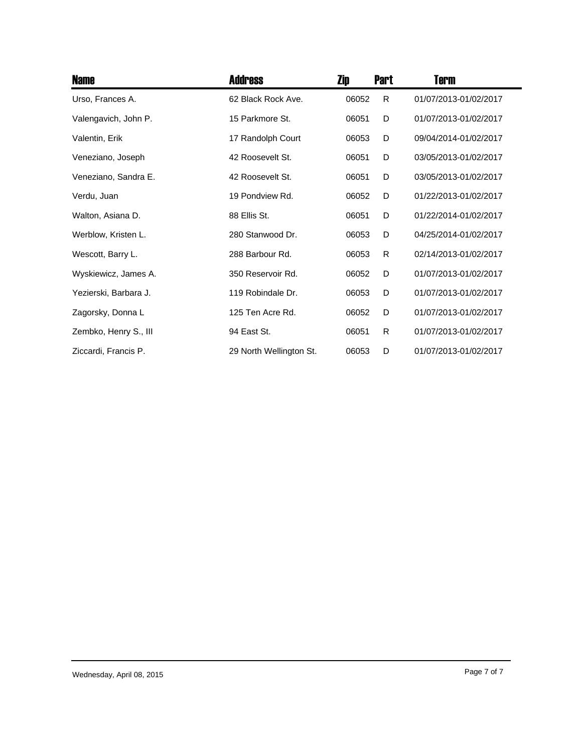| Name | Address | Zip | Part | Term |
| --- | --- | --- | --- | --- |
| Urso, Frances A. | 62 Black Rock Ave. | 06052 | R | 01/07/2013-01/02/2017 |
| Valengavich, John P. | 15 Parkmore St. | 06051 | D | 01/07/2013-01/02/2017 |
| Valentin, Erik | 17 Randolph Court | 06053 | D | 09/04/2014-01/02/2017 |
| Veneziano, Joseph | 42 Roosevelt St. | 06051 | D | 03/05/2013-01/02/2017 |
| Veneziano, Sandra E. | 42 Roosevelt St. | 06051 | D | 03/05/2013-01/02/2017 |
| Verdu, Juan | 19 Pondview Rd. | 06052 | D | 01/22/2013-01/02/2017 |
| Walton, Asiana D. | 88 Ellis St. | 06051 | D | 01/22/2014-01/02/2017 |
| Werblow, Kristen L. | 280 Stanwood Dr. | 06053 | D | 04/25/2014-01/02/2017 |
| Wescott, Barry L. | 288 Barbour Rd. | 06053 | R | 02/14/2013-01/02/2017 |
| Wyskiewicz, James A. | 350 Reservoir Rd. | 06052 | D | 01/07/2013-01/02/2017 |
| Yezierski, Barbara J. | 119 Robindale Dr. | 06053 | D | 01/07/2013-01/02/2017 |
| Zagorsky, Donna L | 125 Ten Acre Rd. | 06052 | D | 01/07/2013-01/02/2017 |
| Zembko, Henry S., III | 94 East St. | 06051 | R | 01/07/2013-01/02/2017 |
| Ziccardi, Francis P. | 29 North Wellington St. | 06053 | D | 01/07/2013-01/02/2017 |

Wednesday, April 08, 2015